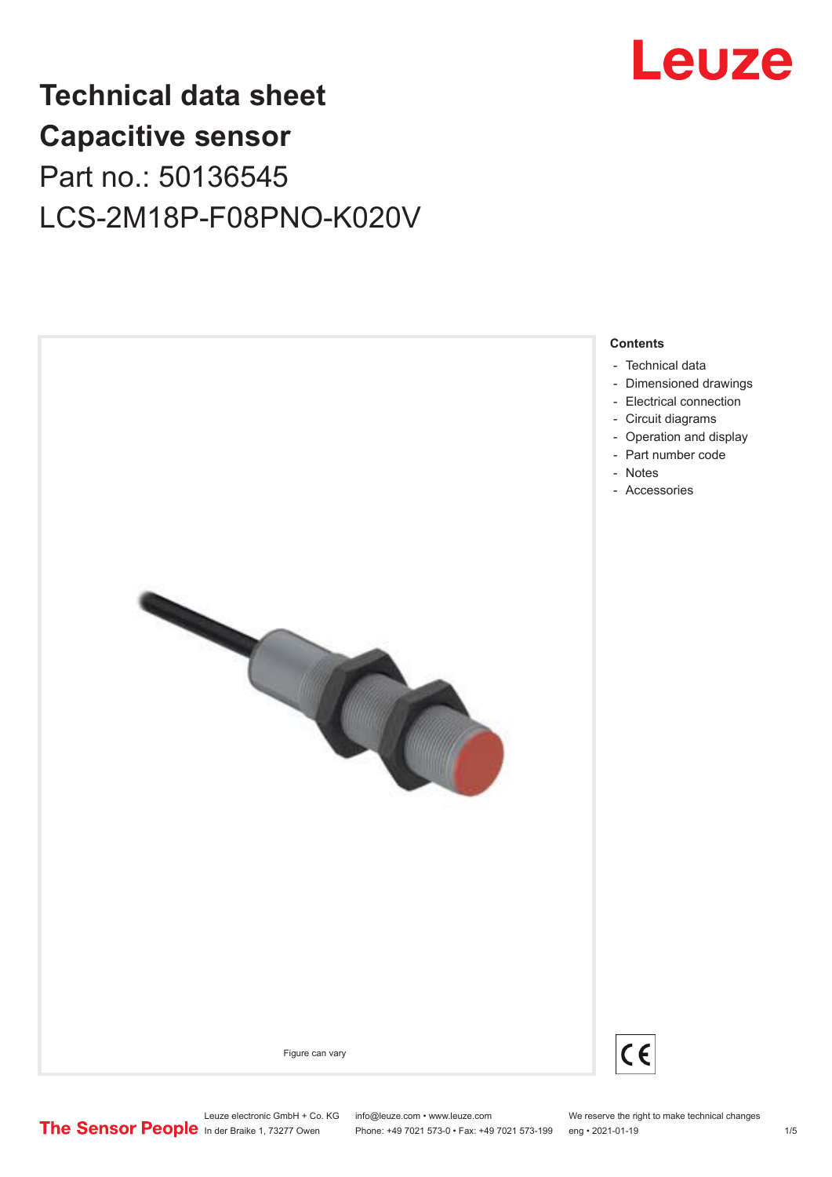# Technical data sheet
# Capacitive sensor

Part no.: 50136545

LCS-2M18P-F08PNO-K020V

Figure can vary

**Contents**

- Technical data
- Dimensioned drawings
- Electrical connection
- Circuit diagrams
- Operation and display
- Part number code
- Notes
- Accessories

Leuze electronic GmbH + Co. KG
In der Braike 1, 73277 Owen

info@leuze.com • www.leuze.com
Phone: +49 7021 573-0 • Fax: +49 7021 573-199

We reserve the right to make technical changes
eng • 2021-01-19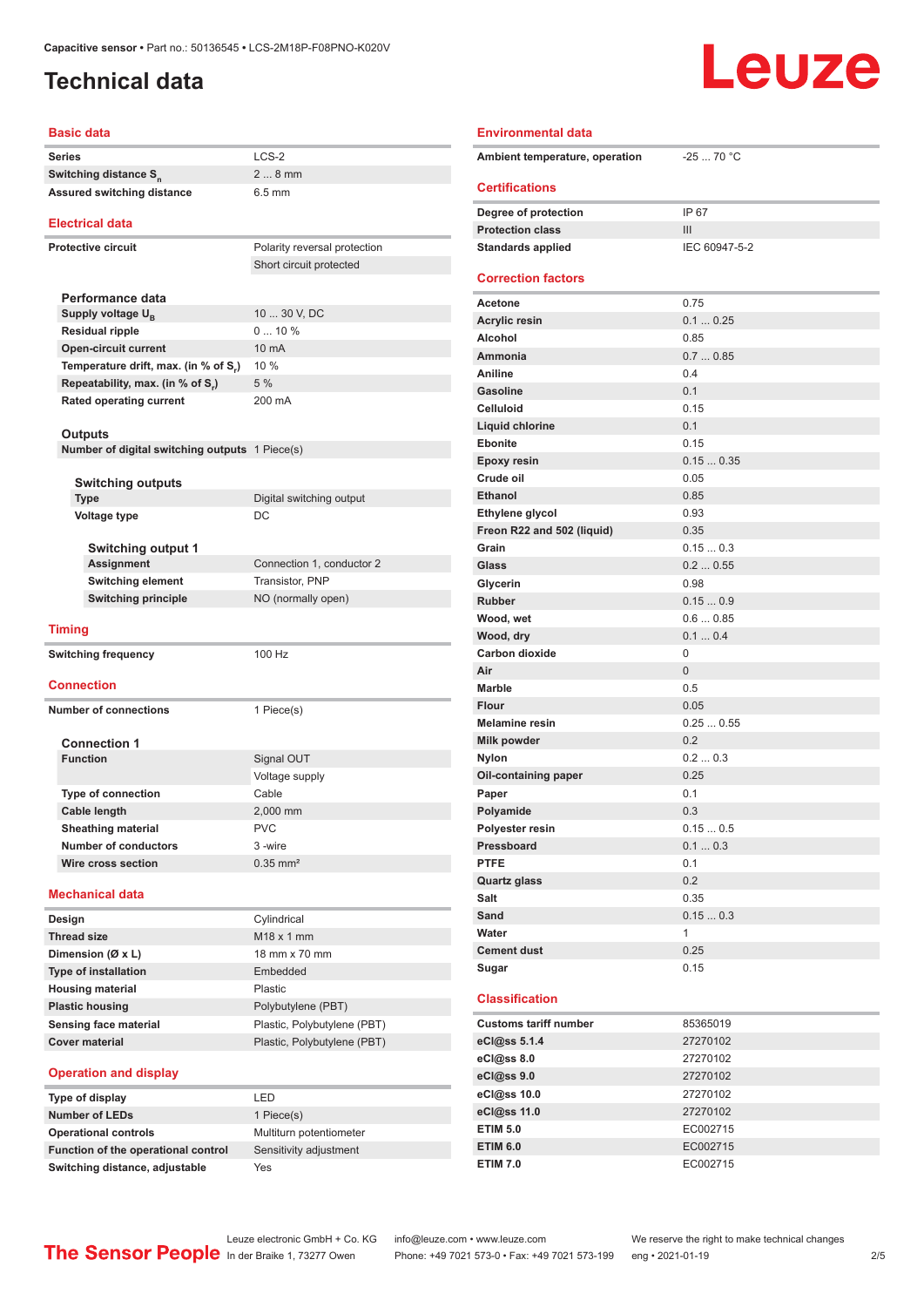Capacitive sensor • Part no.: 50136545 • LCS-2M18P-F08PNO-K020V

# Technical data

## Basic data

| | |
|---|---|
| Series | LCS-2 |
| Switching distance $S_n$ | 2 ... 8 mm |
| Assured switching distance | 6.5 mm |

## Electrical data

| | |
|---|---|
| Protective circuit | Polarity reversal protection |
| | Short circuit protected |

### Performance data

| | |
|---|---|
| Supply voltage $U_B$ | 10 ... 30 V, DC |
| Residual ripple | 0 ... 10 % |
| Open-circuit current | 10 mA |
| Temperature drift, max. (in % of $S_r$) | 10 % |
| Repeatability, max. (in % of $S_r$) | 5 % |
| Rated operating current | 200 mA |

### Outputs

| | |
|---|---|
| Number of digital switching outputs | 1 Piece(s) |

#### Switching outputs

| | |
|---|---|
| Type | Digital switching output |
| Voltage type | DC |

##### Switching output 1

| | |
|---|---|
| Assignment | Connection 1, conductor 2 |
| Switching element | Transistor, PNP |
| Switching principle | NO (normally open) |

## Timing

| | |
|---|---|
| Switching frequency | 100 Hz |

## Connection

| | |
|---|---|
| Number of connections | 1 Piece(s) |

### Connection 1

| | |
|---|---|
| Function | Signal OUT |
| | Voltage supply |
| Type of connection | Cable |
| Cable length | 2,000 mm |
| Sheathing material | PVC |
| Number of conductors | 3 -wire |
| Wire cross section | 0.35 mm² |

## Mechanical data

| | |
|---|---|
| Design | Cylindrical |
| Thread size | M18 x 1 mm |
| Dimension (Ø x L) | 18 mm x 70 mm |
| Type of installation | Embedded |
| Housing material | Plastic |
| Plastic housing | Polybutylene (PBT) |
| Sensing face material | Plastic, Polybutylene (PBT) |
| Cover material | Plastic, Polybutylene (PBT) |

## Operation and display

| | |
|---|---|
| Type of display | LED |
| Number of LEDs | 1 Piece(s) |
| Operational controls | Multiturn potentiometer |
| Function of the operational control | Sensitivity adjustment |
| Switching distance, adjustable | Yes |

## Environmental data

| | |
|---|---|
| Ambient temperature, operation | -25 ... 70 °C |

## Certifications

| | |
|---|---|
| Degree of protection | IP 67 |
| Protection class | III |
| Standards applied | IEC 60947-5-2 |

## Correction factors

| | |
|---|---|
| Acetone | 0.75 |
| Acrylic resin | 0.1 ... 0.25 |
| Alcohol | 0.85 |
| Ammonia | 0.7 ... 0.85 |
| Aniline | 0.4 |
| Gasoline | 0.1 |
| Celluloid | 0.15 |
| Liquid chlorine | 0.1 |
| Ebonite | 0.15 |
| Epoxy resin | 0.15 ... 0.35 |
| Crude oil | 0.05 |
| Ethanol | 0.85 |
| Ethylene glycol | 0.93 |
| Freon R22 and 502 (liquid) | 0.35 |
| Grain | 0.15 ... 0.3 |
| Glass | 0.2 ... 0.55 |
| Glycerin | 0.98 |
| Rubber | 0.15 ... 0.9 |
| Wood, wet | 0.6 ... 0.85 |
| Wood, dry | 0.1 ... 0.4 |
| Carbon dioxide | 0 |
| Air | 0 |
| Marble | 0.5 |
| Flour | 0.05 |
| Melamine resin | 0.25 ... 0.55 |
| Milk powder | 0.2 |
| Nylon | 0.2 ... 0.3 |
| Oil-containing paper | 0.25 |
| Paper | 0.1 |
| Polyamide | 0.3 |
| Polyester resin | 0.15 ... 0.5 |
| Pressboard | 0.1 ... 0.3 |
| PTFE | 0.1 |
| Quartz glass | 0.2 |
| Salt | 0.35 |
| Sand | 0.15 ... 0.3 |
| Water | 1 |
| Cement dust | 0.25 |
| Sugar | 0.15 |

## Classification

| | |
|---|---|
| Customs tariff number | 85365019 |
| eCl@ss 5.1.4 | 27270102 |
| eCl@ss 8.0 | 27270102 |
| eCl@ss 9.0 | 27270102 |
| eCl@ss 10.0 | 27270102 |
| eCl@ss 11.0 | 27270102 |
| ETIM 5.0 | EC002715 |
| ETIM 6.0 | EC002715 |
| ETIM 7.0 | EC002715 |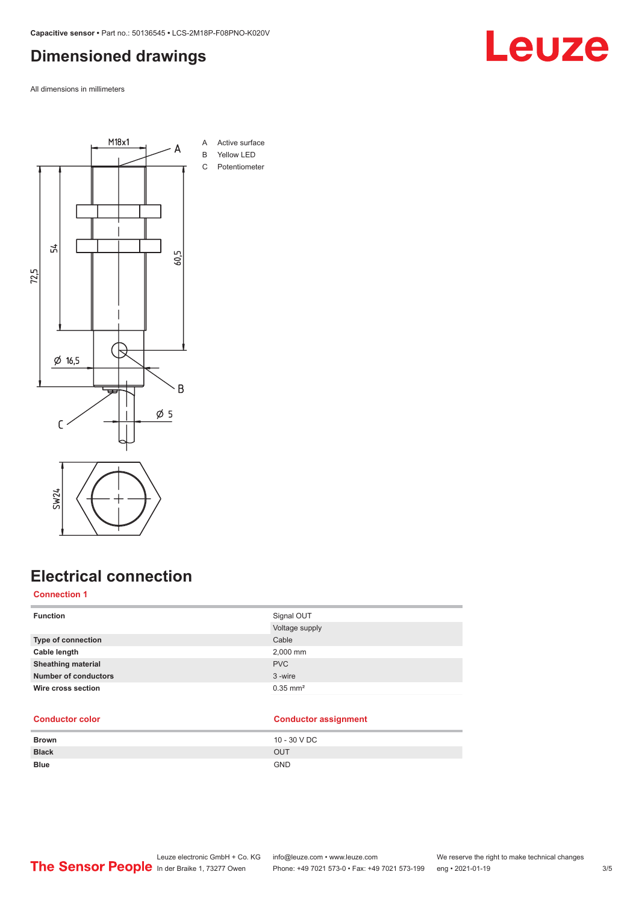## Dimensioned drawings

All dimensions in millimeters

A Active surface
B Yellow LED
C Potentiometer

## Electrical connection

### Connection 1

| Function | Signal OUT |
| --- | --- |
| | Voltage supply |
| Type of connection | Cable |
| Cable length | 2,000 mm |
| Sheathing material | PVC |
| Number of conductors | 3 -wire |
| Wire cross section | 0.35 mm² |

| Conductor color | Conductor assignment |
| --- | --- |
| Brown | 10 - 30 V DC |
| Black | OUT |
| Blue | GND |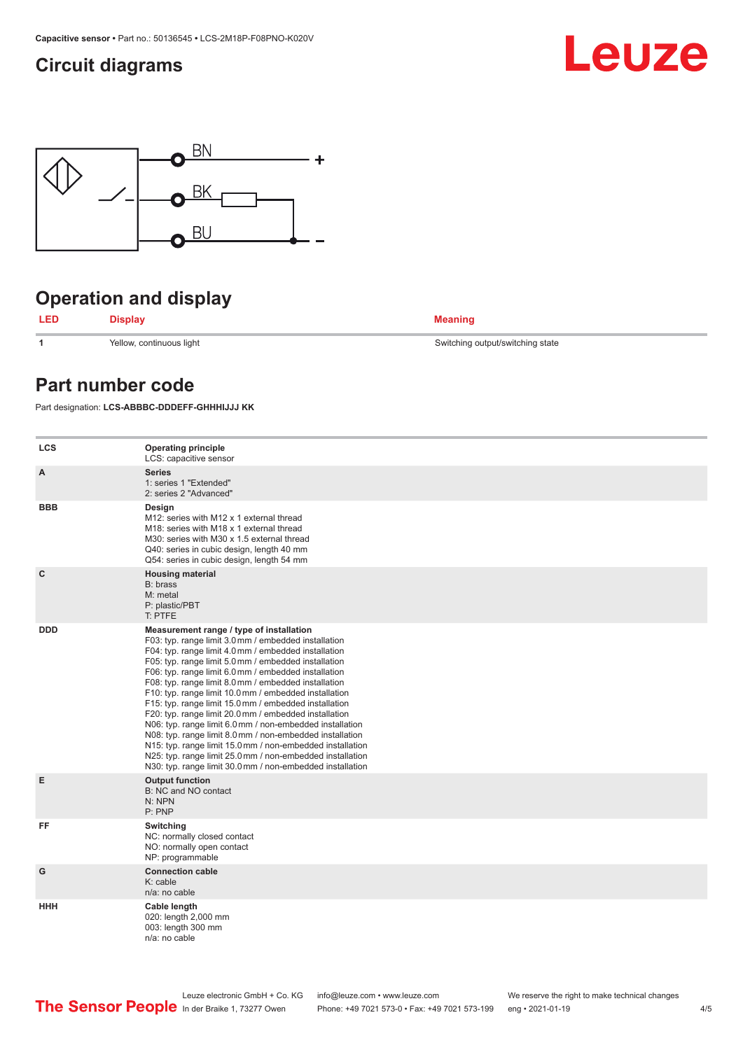## Circuit diagrams

BN +

BK

BU -

## Operation and display

| LED | Display | Meaning |
|---|---|---|
| 1 | Yellow, continuous light | Switching output/switching state |

## Part number code

Part designation: **LCS-ABBBC-DDDEFF-GHHHIJJJ KK**

| | |
|---|---|
| **LCS** | **Operating principle**<br>LCS: capacitive sensor |
| **A** | **Series**<br>1: series 1 "Extended"<br>2: series 2 "Advanced" |
| **BBB** | **Design**<br>M12: series with M12 x 1 external thread<br>M18: series with M18 x 1 external thread<br>M30: series with M30 x 1.5 external thread<br>Q40: series in cubic design, length 40 mm<br>Q54: series in cubic design, length 54 mm |
| **C** | **Housing material**<br>B: brass<br>M: metal<br>P: plastic/PBT<br>T: PTFE |
| **DDD** | **Measurement range / type of installation**<br>F03: typ. range limit 3.0 mm / embedded installation<br>F04: typ. range limit 4.0 mm / embedded installation<br>F05: typ. range limit 5.0 mm / embedded installation<br>F06: typ. range limit 6.0 mm / embedded installation<br>F08: typ. range limit 8.0 mm / embedded installation<br>F10: typ. range limit 10.0 mm / embedded installation<br>F15: typ. range limit 15.0 mm / embedded installation<br>F20: typ. range limit 20.0 mm / embedded installation<br>N06: typ. range limit 6.0 mm / non-embedded installation<br>N08: typ. range limit 8.0 mm / non-embedded installation<br>N15: typ. range limit 15.0 mm / non-embedded installation<br>N25: typ. range limit 25.0 mm / non-embedded installation<br>N30: typ. range limit 30.0 mm / non-embedded installation |
| **E** | **Output function**<br>B: NC and NO contact<br>N: NPN<br>P: PNP |
| **FF** | **Switching**<br>NC: normally closed contact<br>NO: normally open contact<br>NP: programmable |
| **G** | **Connection cable**<br>K: cable<br>n/a: no cable |
| **HHH** | **Cable length**<br>020: length 2,000 mm<br>003: length 300 mm<br>n/a: no cable |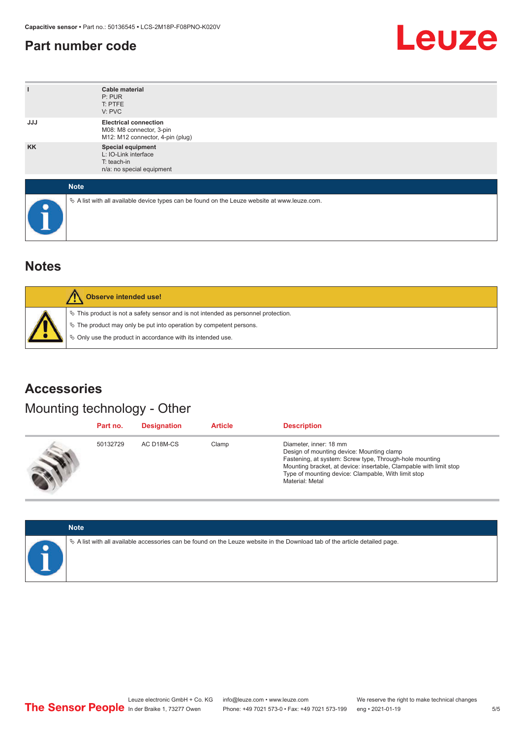## Part number code

| | |
|---|---|
| I | **Cable material**<br>P: PUR<br>T: PTFE<br>V: PVC |
| JJJ | **Electrical connection**<br>M08: M8 connector, 3-pin<br>M12: M12 connector, 4-pin (plug) |
| KK | **Special equipment**<br>L: IO-Link interface<br>T: teach-in<br>n/a: no special equipment |

**Note**

↳ A list with all available device types can be found on the Leuze website at www.leuze.com.

## Notes

**Observe intended use!**

- ↳ This product is not a safety sensor and is not intended as personnel protection.
- ↳ The product may only be put into operation by competent persons.
- ↳ Only use the product in accordance with its intended use.

## Accessories

### Mounting technology - Other

| Part no. | Designation | Article | Description |
|---|---|---|---|
| 50132729 | AC D18M-CS | Clamp | Diameter, inner: 18 mm<br>Design of mounting device: Mounting clamp<br>Fastening, at system: Screw type, Through-hole mounting<br>Mounting bracket, at device: insertable, Clampable with limit stop<br>Type of mounting device: Clampable, With limit stop<br>Material: Metal |

**Note**

↳ A list with all available accessories can be found on the Leuze website in the Download tab of the article detailed page.